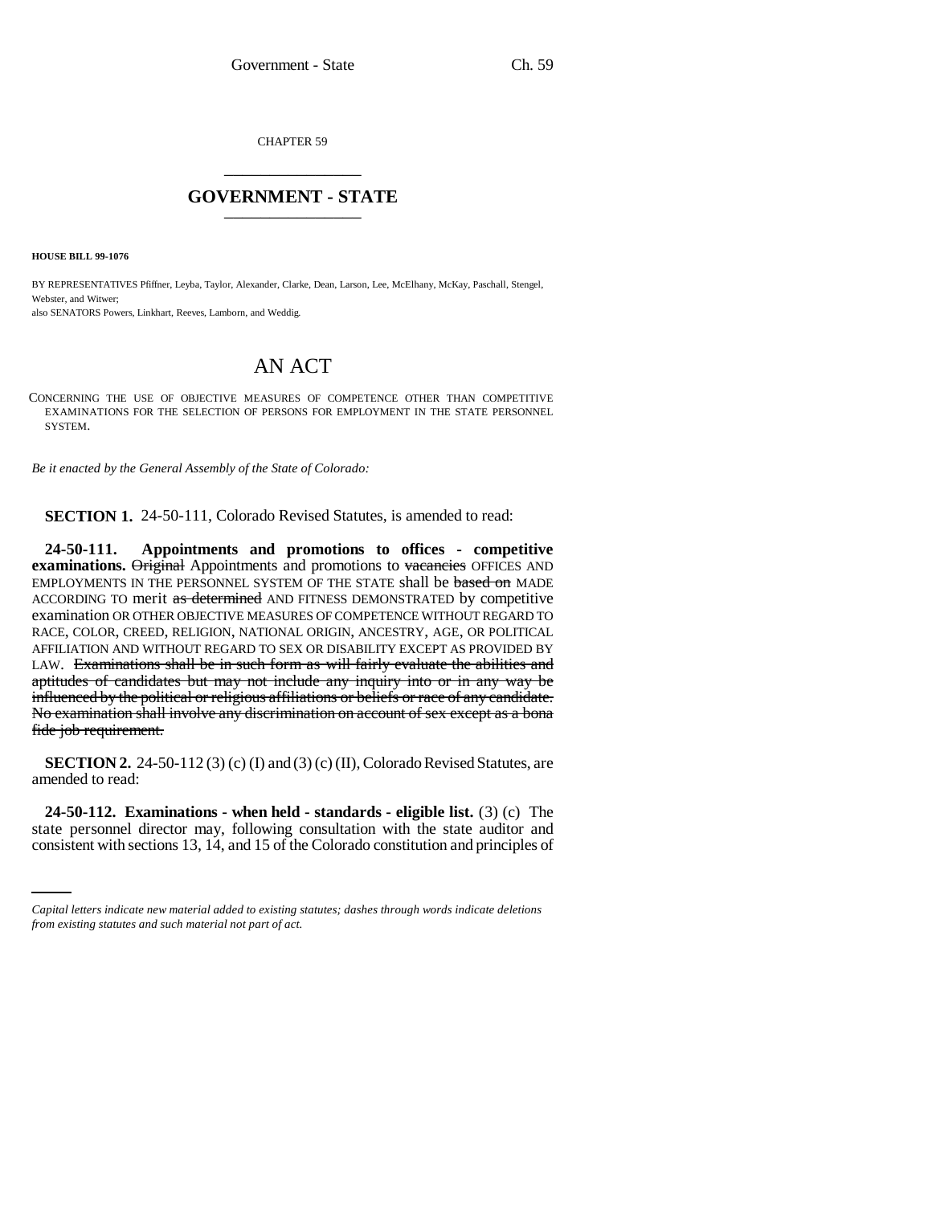CHAPTER 59

## GOVERNMENT - STATE

**HOUSE BILL 99-1076**

BY REPRESENTATIVES Pfiffner, Leyba, Taylor, Alexander, Clarke, Dean, Larson, Lee, McElhany, McKay, Paschall, Stengel, Webster, and Witwer;
also SENATORS Powers, Linkhart, Reeves, Lamborn, and Weddig.

# AN ACT

CONCERNING THE USE OF OBJECTIVE MEASURES OF COMPETENCE OTHER THAN COMPETITIVE EXAMINATIONS FOR THE SELECTION OF PERSONS FOR EMPLOYMENT IN THE STATE PERSONNEL SYSTEM.

*Be it enacted by the General Assembly of the State of Colorado:*

**SECTION 1.** 24-50-111, Colorado Revised Statutes, is amended to read:

**24-50-111. Appointments and promotions to offices - competitive examinations.** ~~Original~~ Appointments and promotions to ~~vacancies~~ OFFICES AND EMPLOYMENTS IN THE PERSONNEL SYSTEM OF THE STATE shall be ~~based on~~ MADE ACCORDING TO merit ~~as determined~~ AND FITNESS DEMONSTRATED by competitive examination OR OTHER OBJECTIVE MEASURES OF COMPETENCE WITHOUT REGARD TO RACE, COLOR, CREED, RELIGION, NATIONAL ORIGIN, ANCESTRY, AGE, OR POLITICAL AFFILIATION AND WITHOUT REGARD TO SEX OR DISABILITY EXCEPT AS PROVIDED BY LAW. ~~Examinations shall be in such form as will fairly evaluate the abilities and aptitudes of candidates but may not include any inquiry into or in any way be influenced by the political or religious affiliations or beliefs or race of any candidate. No examination shall involve any discrimination on account of sex except as a bona fide job requirement.~~

**SECTION 2.** 24-50-112 (3) (c) (I) and (3) (c) (II), Colorado Revised Statutes, are amended to read:

**24-50-112. Examinations - when held - standards - eligible list.** (3) (c) The state personnel director may, following consultation with the state auditor and consistent with sections 13, 14, and 15 of the Colorado constitution and principles of

*Capital letters indicate new material added to existing statutes; dashes through words indicate deletions from existing statutes and such material not part of act.*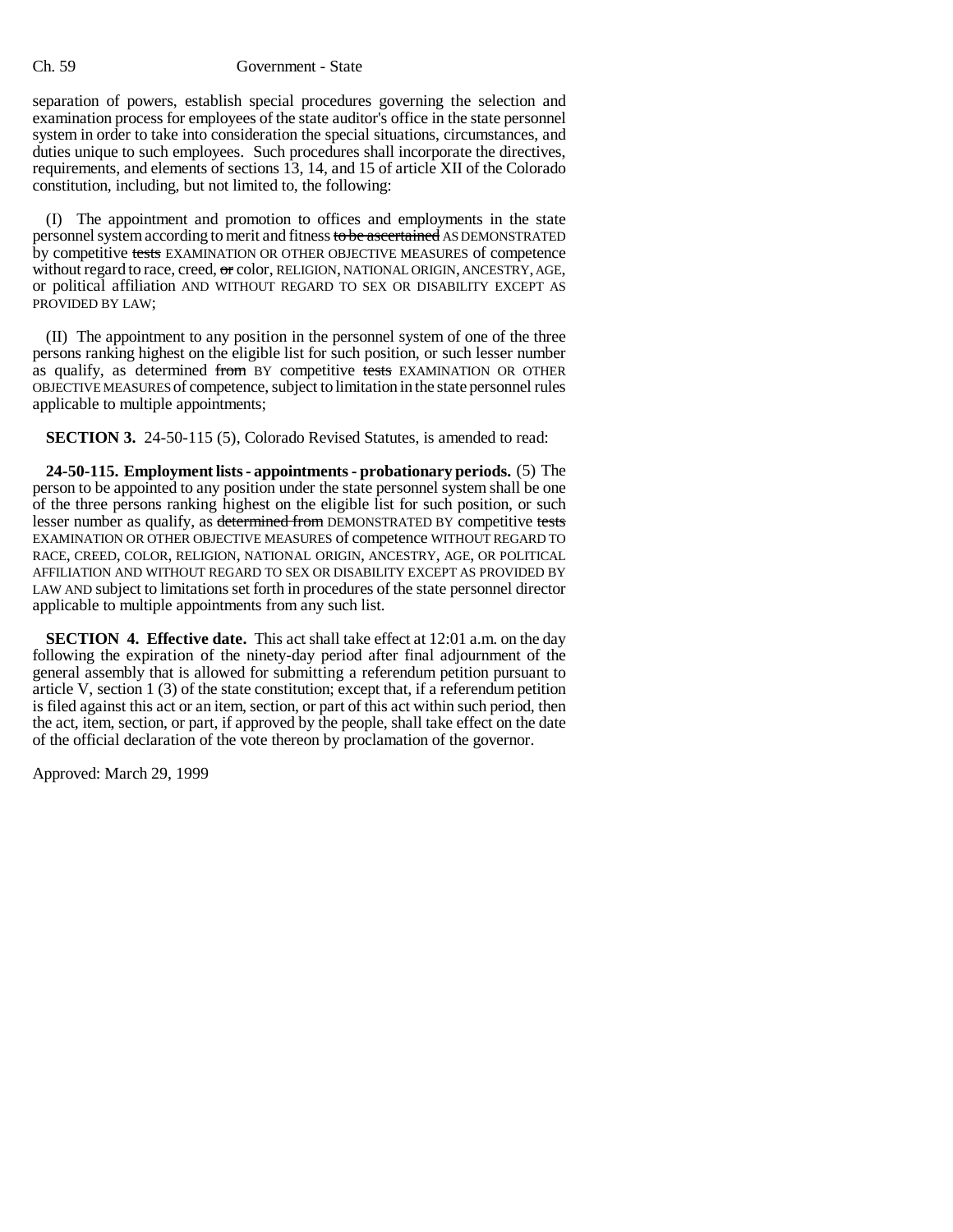separation of powers, establish special procedures governing the selection and examination process for employees of the state auditor's office in the state personnel system in order to take into consideration the special situations, circumstances, and duties unique to such employees. Such procedures shall incorporate the directives, requirements, and elements of sections 13, 14, and 15 of article XII of the Colorado constitution, including, but not limited to, the following:

(I) The appointment and promotion to offices and employments in the state personnel system according to merit and fitness ~~to be ascertained~~ AS DEMONSTRATED by competitive ~~tests~~ EXAMINATION OR OTHER OBJECTIVE MEASURES of competence without regard to race, creed, ~~or~~ color, RELIGION, NATIONAL ORIGIN, ANCESTRY, AGE, or political affiliation AND WITHOUT REGARD TO SEX OR DISABILITY EXCEPT AS PROVIDED BY LAW;

(II) The appointment to any position in the personnel system of one of the three persons ranking highest on the eligible list for such position, or such lesser number as qualify, as determined ~~from~~ BY competitive ~~tests~~ EXAMINATION OR OTHER OBJECTIVE MEASURES of competence, subject to limitation in the state personnel rules applicable to multiple appointments;

**SECTION 3.** 24-50-115 (5), Colorado Revised Statutes, is amended to read:

**24-50-115. Employment lists - appointments - probationary periods.** (5) The person to be appointed to any position under the state personnel system shall be one of the three persons ranking highest on the eligible list for such position, or such lesser number as qualify, as ~~determined from~~ DEMONSTRATED BY competitive ~~tests~~ EXAMINATION OR OTHER OBJECTIVE MEASURES of competence WITHOUT REGARD TO RACE, CREED, COLOR, RELIGION, NATIONAL ORIGIN, ANCESTRY, AGE, OR POLITICAL AFFILIATION AND WITHOUT REGARD TO SEX OR DISABILITY EXCEPT AS PROVIDED BY LAW AND subject to limitations set forth in procedures of the state personnel director applicable to multiple appointments from any such list.

**SECTION 4. Effective date.** This act shall take effect at 12:01 a.m. on the day following the expiration of the ninety-day period after final adjournment of the general assembly that is allowed for submitting a referendum petition pursuant to article V, section 1 (3) of the state constitution; except that, if a referendum petition is filed against this act or an item, section, or part of this act within such period, then the act, item, section, or part, if approved by the people, shall take effect on the date of the official declaration of the vote thereon by proclamation of the governor.

Approved: March 29, 1999